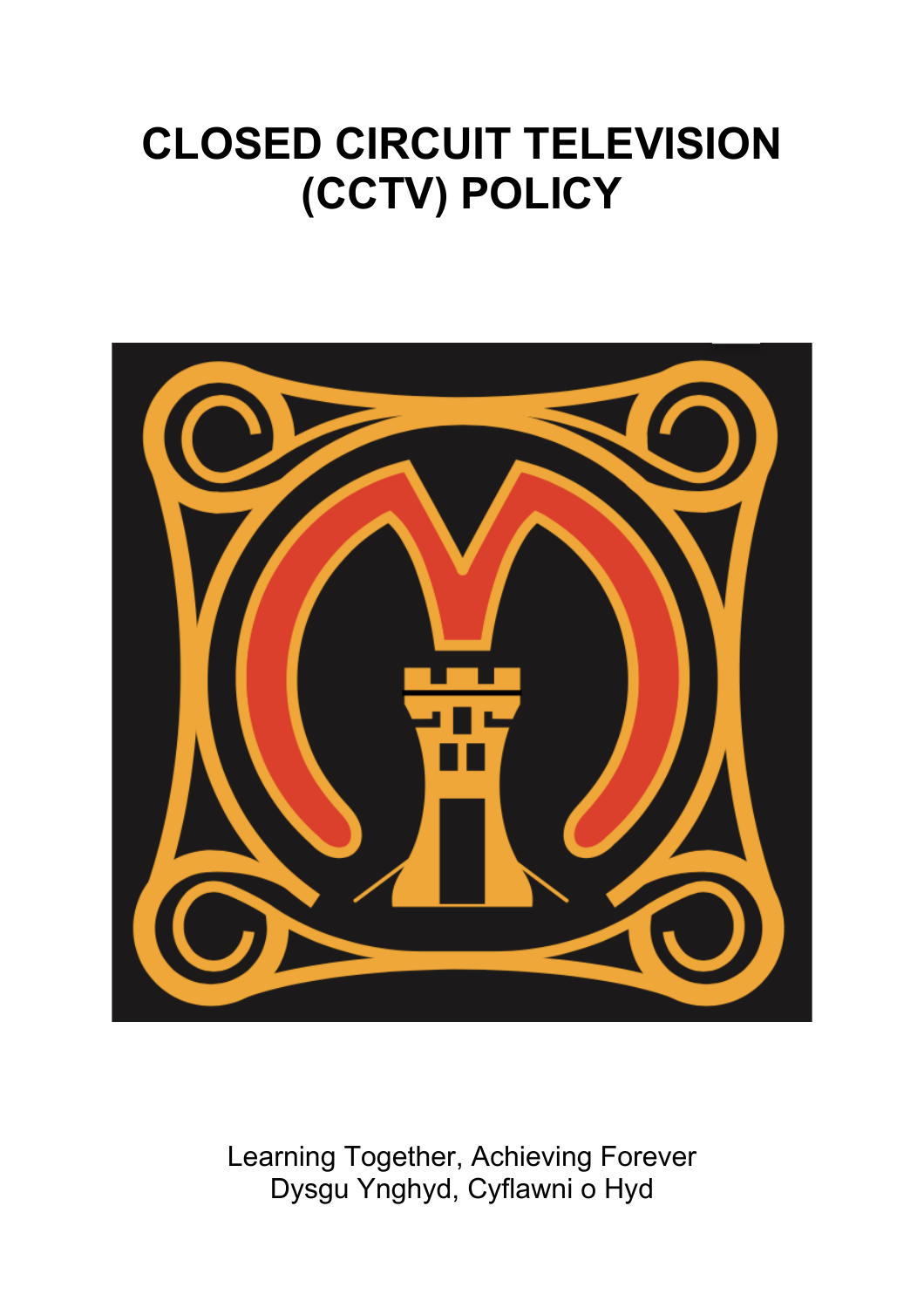# CLOSED CIRCUIT TELEVISION (CCTV) POLICY

Learning Together, Achieving Forever
Dysgu Ynghyd, Cyflawni o Hyd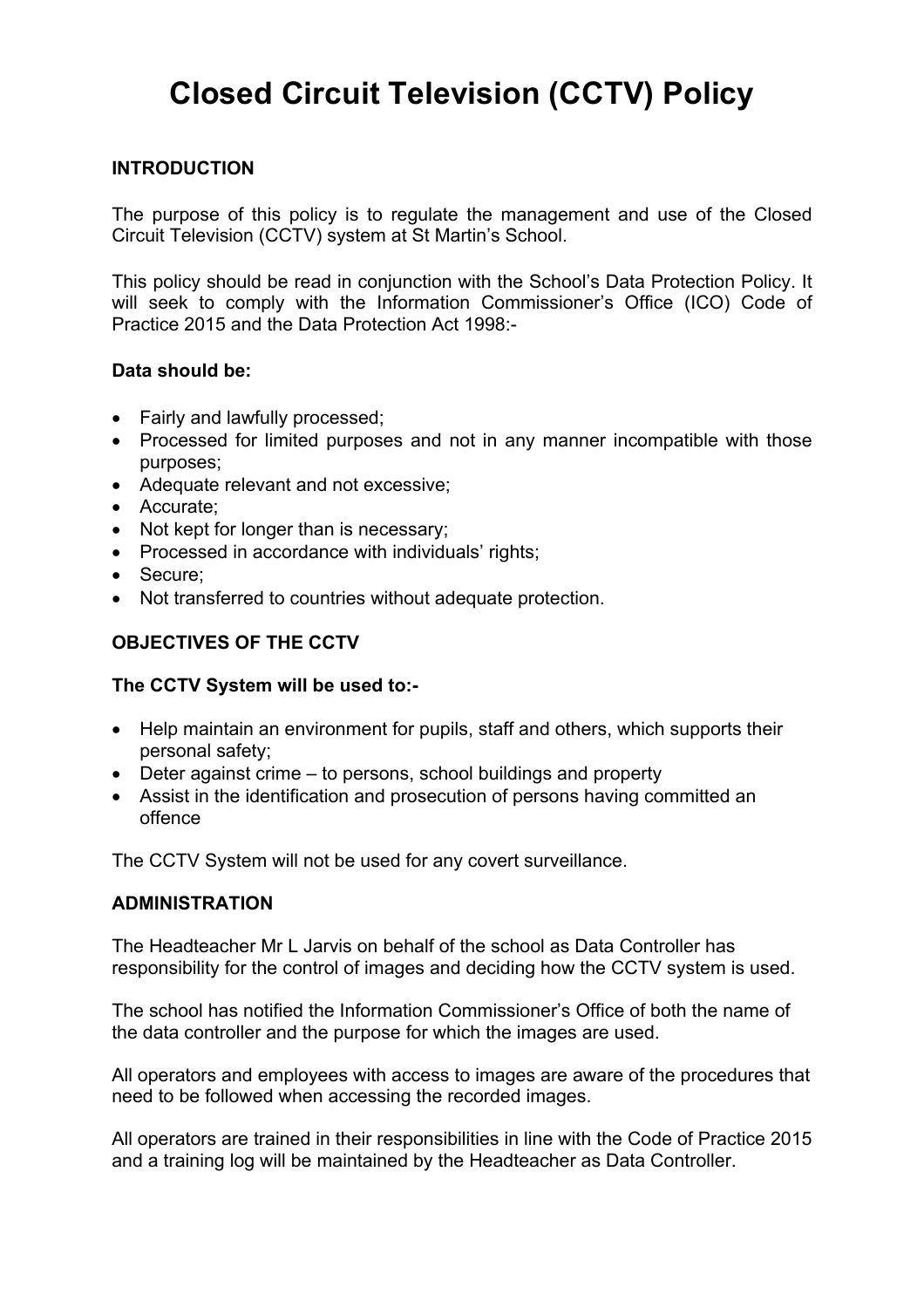# Closed Circuit Television (CCTV) Policy

## INTRODUCTION

The purpose of this policy is to regulate the management and use of the Closed Circuit Television (CCTV) system at St Martin's School.

This policy should be read in conjunction with the School's Data Protection Policy. It will seek to comply with the Information Commissioner's Office (ICO) Code of Practice 2015 and the Data Protection Act 1998:-

**Data should be:**

- Fairly and lawfully processed;
- Processed for limited purposes and not in any manner incompatible with those purposes;
- Adequate relevant and not excessive;
- Accurate;
- Not kept for longer than is necessary;
- Processed in accordance with individuals' rights;
- Secure;
- Not transferred to countries without adequate protection.

## OBJECTIVES OF THE CCTV

**The CCTV System will be used to:-**

- Help maintain an environment for pupils, staff and others, which supports their personal safety;
- Deter against crime – to persons, school buildings and property
- Assist in the identification and prosecution of persons having committed an offence

The CCTV System will not be used for any covert surveillance.

## ADMINISTRATION

The Headteacher Mr L Jarvis on behalf of the school as Data Controller has responsibility for the control of images and deciding how the CCTV system is used.

The school has notified the Information Commissioner's Office of both the name of the data controller and the purpose for which the images are used.

All operators and employees with access to images are aware of the procedures that need to be followed when accessing the recorded images.

All operators are trained in their responsibilities in line with the Code of Practice 2015 and a training log will be maintained by the Headteacher as Data Controller.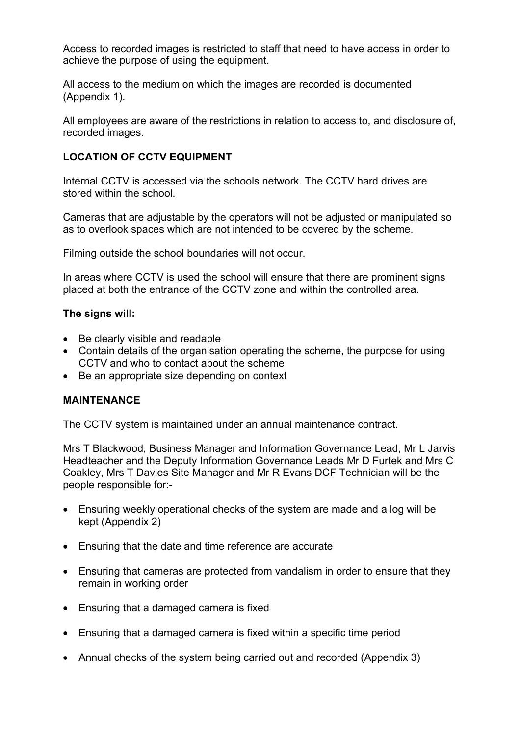Access to recorded images is restricted to staff that need to have access in order to achieve the purpose of using the equipment.

All access to the medium on which the images are recorded is documented (Appendix 1).

All employees are aware of the restrictions in relation to access to, and disclosure of, recorded images.

**LOCATION OF CCTV EQUIPMENT**

Internal CCTV is accessed via the schools network. The CCTV hard drives are stored within the school.

Cameras that are adjustable by the operators will not be adjusted or manipulated so as to overlook spaces which are not intended to be covered by the scheme.

Filming outside the school boundaries will not occur.

In areas where CCTV is used the school will ensure that there are prominent signs placed at both the entrance of the CCTV zone and within the controlled area.

**The signs will:**

- Be clearly visible and readable
- Contain details of the organisation operating the scheme, the purpose for using CCTV and who to contact about the scheme
- Be an appropriate size depending on context

**MAINTENANCE**

The CCTV system is maintained under an annual maintenance contract.

Mrs T Blackwood, Business Manager and Information Governance Lead, Mr L Jarvis Headteacher and the Deputy Information Governance Leads Mr D Furtek and Mrs C Coakley, Mrs T Davies Site Manager and Mr R Evans DCF Technician will be the people responsible for:-

- Ensuring weekly operational checks of the system are made and a log will be kept (Appendix 2)
- Ensuring that the date and time reference are accurate
- Ensuring that cameras are protected from vandalism in order to ensure that they remain in working order
- Ensuring that a damaged camera is fixed
- Ensuring that a damaged camera is fixed within a specific time period
- Annual checks of the system being carried out and recorded (Appendix 3)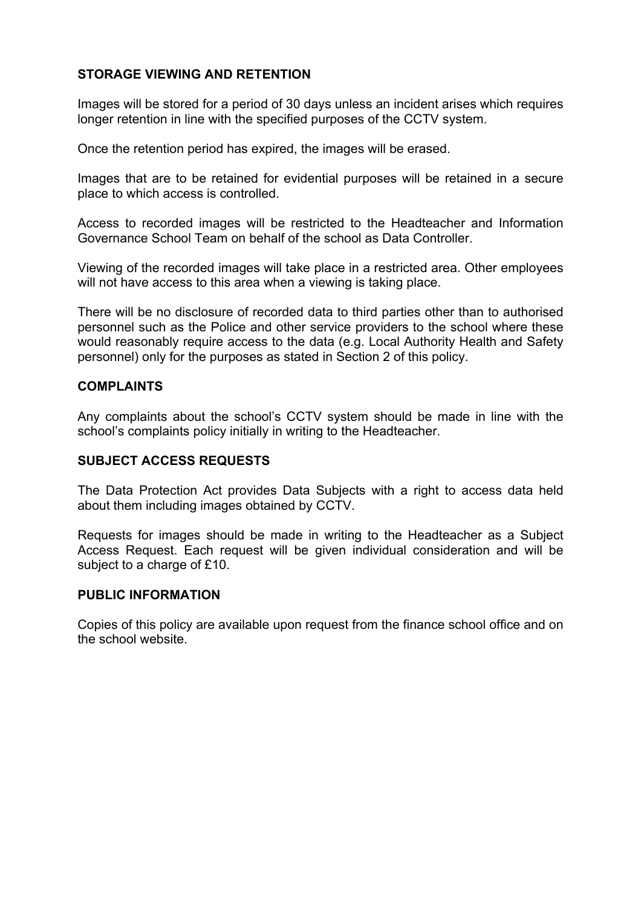## STORAGE VIEWING AND RETENTION

Images will be stored for a period of 30 days unless an incident arises which requires longer retention in line with the specified purposes of the CCTV system.

Once the retention period has expired, the images will be erased.

Images that are to be retained for evidential purposes will be retained in a secure place to which access is controlled.

Access to recorded images will be restricted to the Headteacher and Information Governance School Team on behalf of the school as Data Controller.

Viewing of the recorded images will take place in a restricted area. Other employees will not have access to this area when a viewing is taking place.

There will be no disclosure of recorded data to third parties other than to authorised personnel such as the Police and other service providers to the school where these would reasonably require access to the data (e.g. Local Authority Health and Safety personnel) only for the purposes as stated in Section 2 of this policy.

## COMPLAINTS

Any complaints about the school's CCTV system should be made in line with the school's complaints policy initially in writing to the Headteacher.

## SUBJECT ACCESS REQUESTS

The Data Protection Act provides Data Subjects with a right to access data held about them including images obtained by CCTV.

Requests for images should be made in writing to the Headteacher as a Subject Access Request. Each request will be given individual consideration and will be subject to a charge of £10.

## PUBLIC INFORMATION

Copies of this policy are available upon request from the finance school office and on the school website.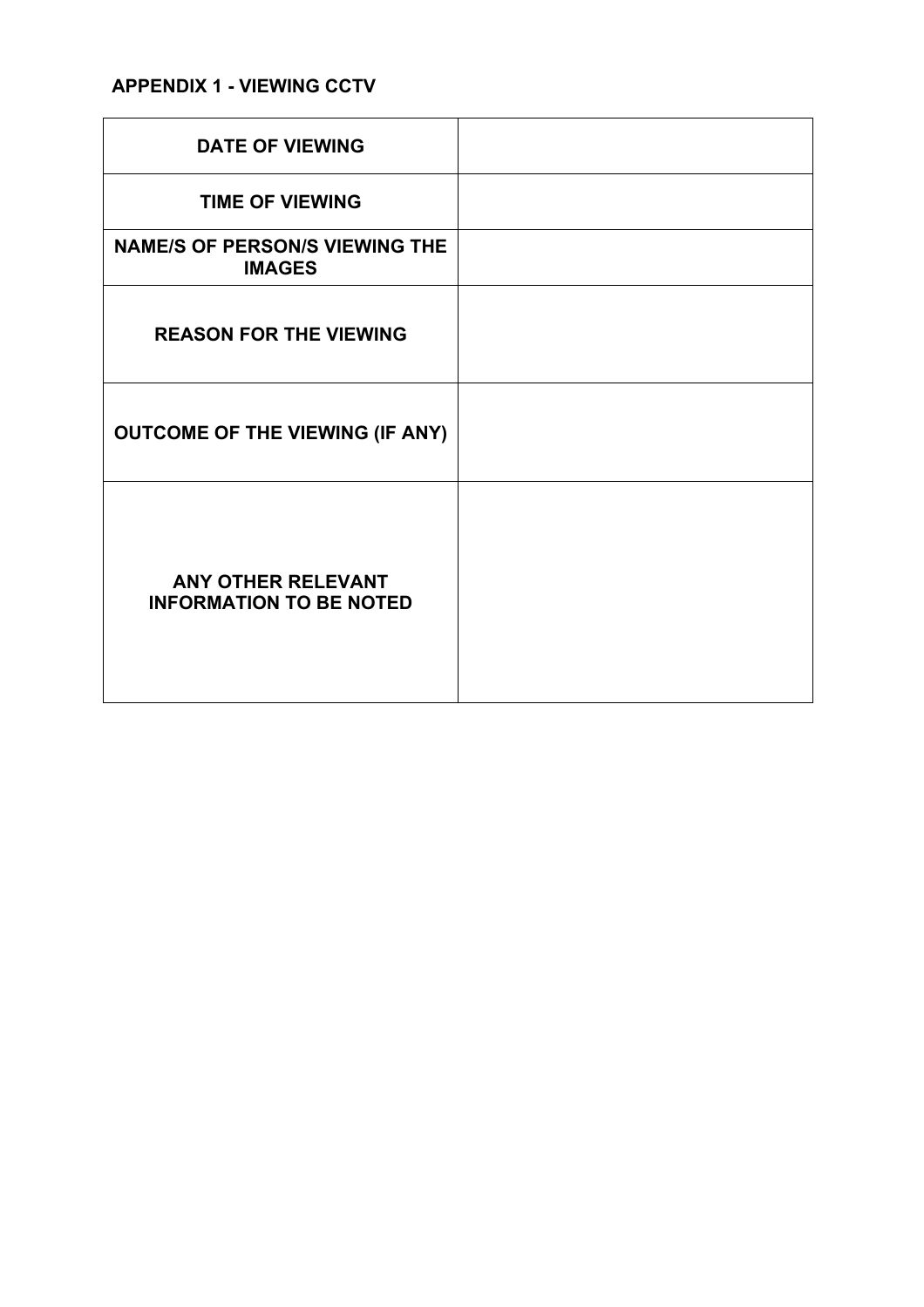## APPENDIX 1 - VIEWING CCTV

| | |
|---|---|
| **DATE OF VIEWING** | |
| **TIME OF VIEWING** | |
| **NAME/S OF PERSON/S VIEWING THE IMAGES** | |
| **REASON FOR THE VIEWING** | |
| **OUTCOME OF THE VIEWING (IF ANY)** | |
| **ANY OTHER RELEVANT INFORMATION TO BE NOTED** | |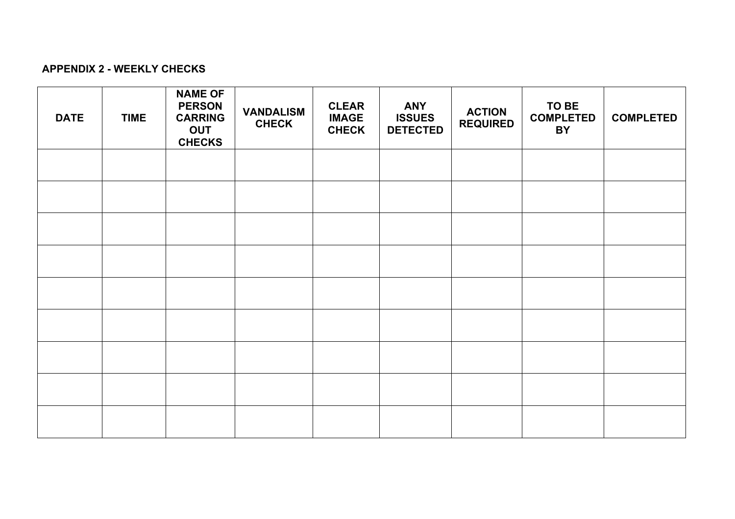**APPENDIX 2 - WEEKLY CHECKS**

| DATE | TIME | NAME OF PERSON CARRING OUT CHECKS | VANDALISM CHECK | CLEAR IMAGE CHECK | ANY ISSUES DETECTED | ACTION REQUIRED | TO BE COMPLETED BY | COMPLETED |
|---|---|---|---|---|---|---|---|---|
| | | | | | | | | |
| | | | | | | | | |
| | | | | | | | | |
| | | | | | | | | |
| | | | | | | | | |
| | | | | | | | | |
| | | | | | | | | |
| | | | | | | | | |
| | | | | | | | | |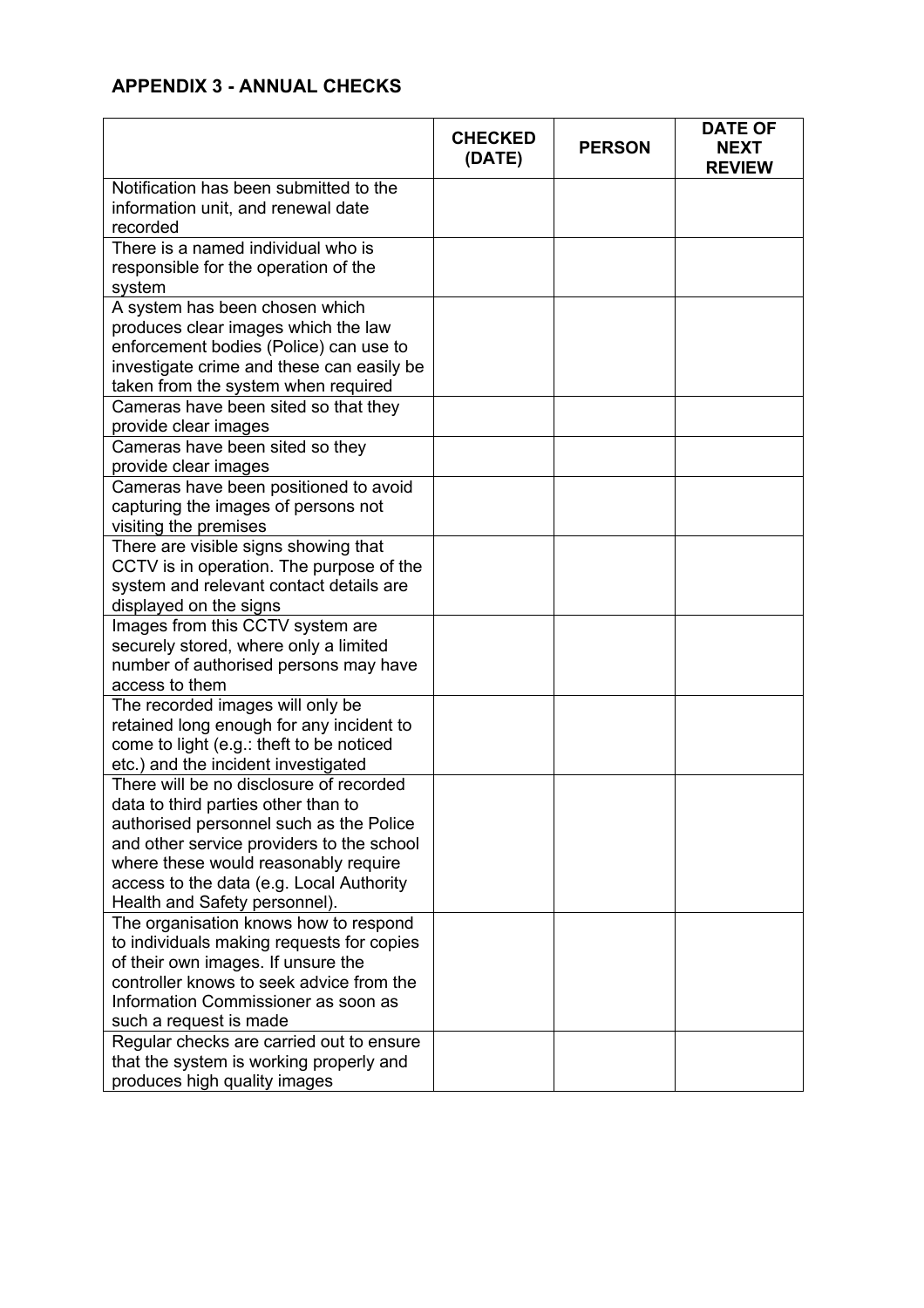## APPENDIX 3 - ANNUAL CHECKS

| | CHECKED (DATE) | PERSON | DATE OF NEXT REVIEW |
|---|---|---|---|
| Notification has been submitted to the information unit, and renewal date recorded | | | |
| There is a named individual who is responsible for the operation of the system | | | |
| A system has been chosen which produces clear images which the law enforcement bodies (Police) can use to investigate crime and these can easily be taken from the system when required | | | |
| Cameras have been sited so that they provide clear images | | | |
| Cameras have been sited so they provide clear images | | | |
| Cameras have been positioned to avoid capturing the images of persons not visiting the premises | | | |
| There are visible signs showing that CCTV is in operation. The purpose of the system and relevant contact details are displayed on the signs | | | |
| Images from this CCTV system are securely stored, where only a limited number of authorised persons may have access to them | | | |
| The recorded images will only be retained long enough for any incident to come to light (e.g.: theft to be noticed etc.) and the incident investigated | | | |
| There will be no disclosure of recorded data to third parties other than to authorised personnel such as the Police and other service providers to the school where these would reasonably require access to the data (e.g. Local Authority Health and Safety personnel). | | | |
| The organisation knows how to respond to individuals making requests for copies of their own images. If unsure the controller knows to seek advice from the Information Commissioner as soon as such a request is made | | | |
| Regular checks are carried out to ensure that the system is working properly and produces high quality images | | | |